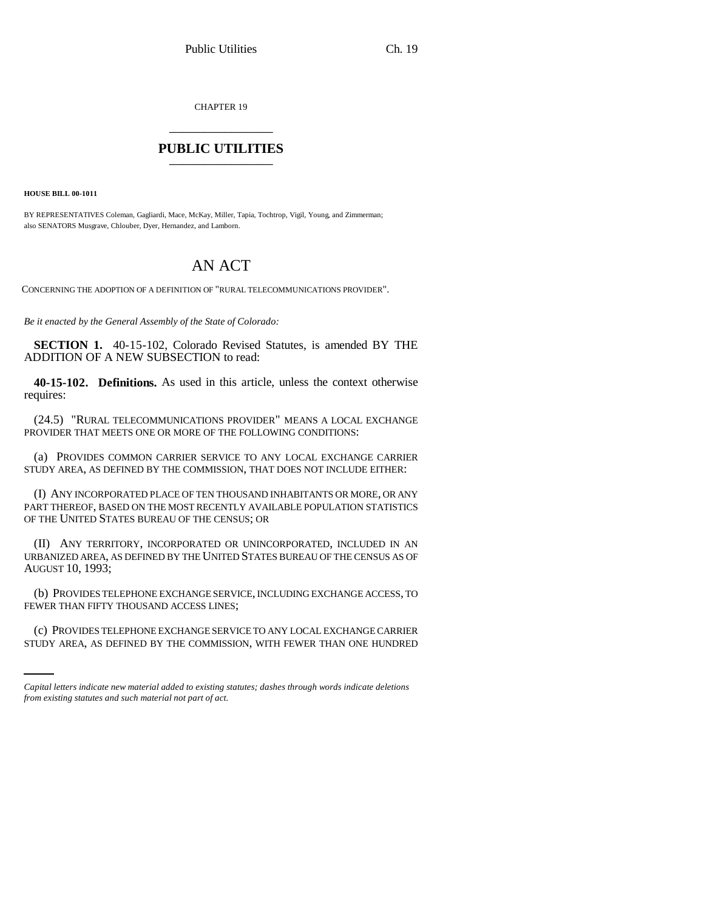CHAPTER 19

# PUBLIC UTILITIES

**HOUSE BILL 00-1011**

BY REPRESENTATIVES Coleman, Gagliardi, Mace, McKay, Miller, Tapia, Tochtrop, Vigil, Young, and Zimmerman; also SENATORS Musgrave, Chlouber, Dyer, Hernandez, and Lamborn.

# AN ACT

CONCERNING THE ADOPTION OF A DEFINITION OF "RURAL TELECOMMUNICATIONS PROVIDER".

*Be it enacted by the General Assembly of the State of Colorado:*

**SECTION 1.** 40-15-102, Colorado Revised Statutes, is amended BY THE ADDITION OF A NEW SUBSECTION to read:

**40-15-102. Definitions.** As used in this article, unless the context otherwise requires:

(24.5) "RURAL TELECOMMUNICATIONS PROVIDER" MEANS A LOCAL EXCHANGE PROVIDER THAT MEETS ONE OR MORE OF THE FOLLOWING CONDITIONS:

(a) PROVIDES COMMON CARRIER SERVICE TO ANY LOCAL EXCHANGE CARRIER STUDY AREA, AS DEFINED BY THE COMMISSION, THAT DOES NOT INCLUDE EITHER:

(I) ANY INCORPORATED PLACE OF TEN THOUSAND INHABITANTS OR MORE, OR ANY PART THEREOF, BASED ON THE MOST RECENTLY AVAILABLE POPULATION STATISTICS OF THE UNITED STATES BUREAU OF THE CENSUS; OR

(II) ANY TERRITORY, INCORPORATED OR UNINCORPORATED, INCLUDED IN AN URBANIZED AREA, AS DEFINED BY THE UNITED STATES BUREAU OF THE CENSUS AS OF AUGUST 10, 1993;

(b) PROVIDES TELEPHONE EXCHANGE SERVICE, INCLUDING EXCHANGE ACCESS, TO FEWER THAN FIFTY THOUSAND ACCESS LINES;

(c) PROVIDES TELEPHONE EXCHANGE SERVICE TO ANY LOCAL EXCHANGE CARRIER STUDY AREA, AS DEFINED BY THE COMMISSION, WITH FEWER THAN ONE HUNDRED

*Capital letters indicate new material added to existing statutes; dashes through words indicate deletions from existing statutes and such material not part of act.*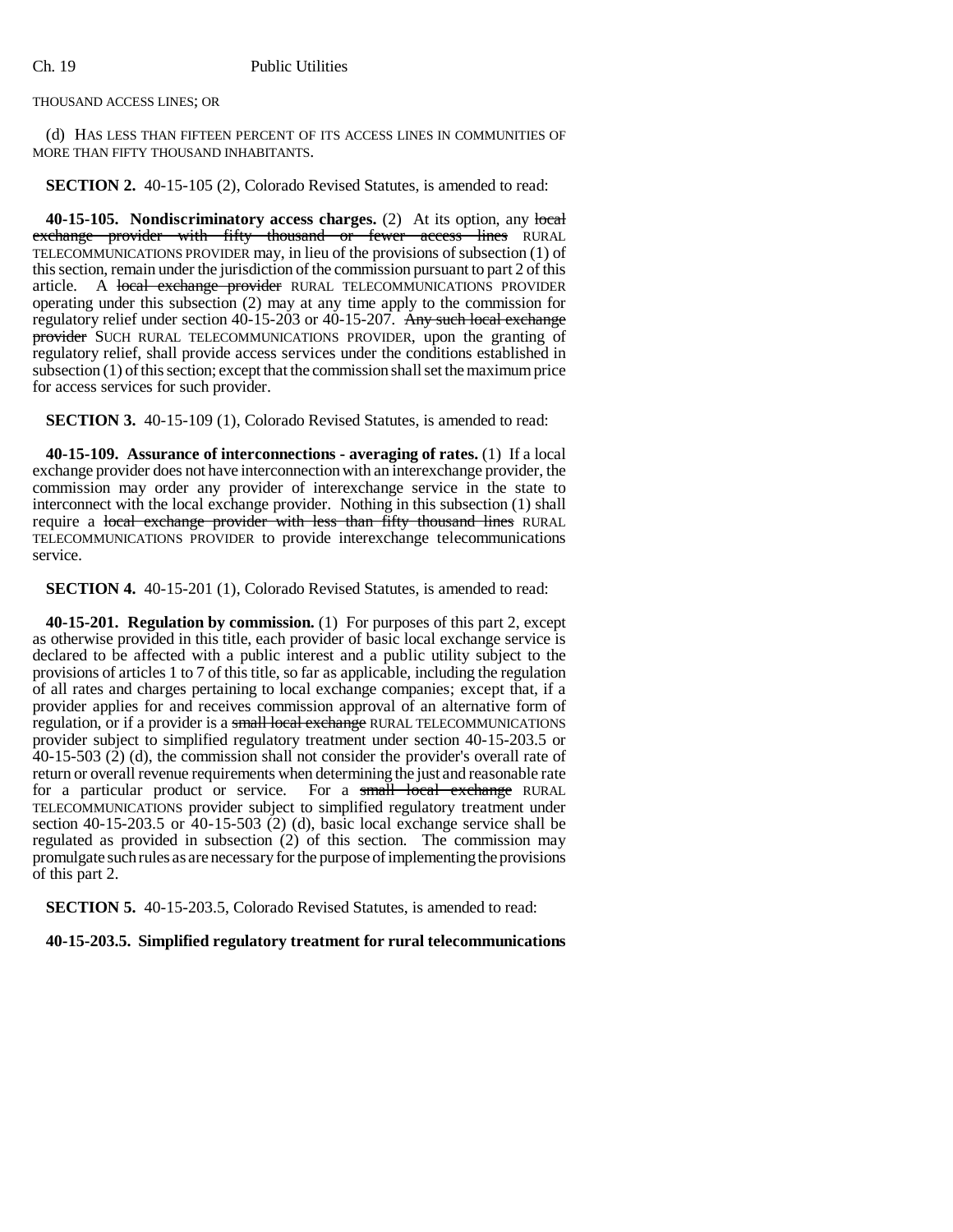THOUSAND ACCESS LINES; OR

(d) HAS LESS THAN FIFTEEN PERCENT OF ITS ACCESS LINES IN COMMUNITIES OF MORE THAN FIFTY THOUSAND INHABITANTS.

**SECTION 2.** 40-15-105 (2), Colorado Revised Statutes, is amended to read:

**40-15-105. Nondiscriminatory access charges.** (2) At its option, any ~~local exchange provider with fifty thousand or fewer access lines~~ RURAL TELECOMMUNICATIONS PROVIDER may, in lieu of the provisions of subsection (1) of this section, remain under the jurisdiction of the commission pursuant to part 2 of this article. A ~~local exchange provider~~ RURAL TELECOMMUNICATIONS PROVIDER operating under this subsection (2) may at any time apply to the commission for regulatory relief under section 40-15-203 or 40-15-207. ~~Any such local exchange provider~~ SUCH RURAL TELECOMMUNICATIONS PROVIDER, upon the granting of regulatory relief, shall provide access services under the conditions established in subsection (1) of this section; except that the commission shall set the maximum price for access services for such provider.

**SECTION 3.** 40-15-109 (1), Colorado Revised Statutes, is amended to read:

**40-15-109. Assurance of interconnections - averaging of rates.** (1) If a local exchange provider does not have interconnection with an interexchange provider, the commission may order any provider of interexchange service in the state to interconnect with the local exchange provider. Nothing in this subsection (1) shall require a ~~local exchange provider with less than fifty thousand lines~~ RURAL TELECOMMUNICATIONS PROVIDER to provide interexchange telecommunications service.

**SECTION 4.** 40-15-201 (1), Colorado Revised Statutes, is amended to read:

**40-15-201. Regulation by commission.** (1) For purposes of this part 2, except as otherwise provided in this title, each provider of basic local exchange service is declared to be affected with a public interest and a public utility subject to the provisions of articles 1 to 7 of this title, so far as applicable, including the regulation of all rates and charges pertaining to local exchange companies; except that, if a provider applies for and receives commission approval of an alternative form of regulation, or if a provider is a ~~small local exchange~~ RURAL TELECOMMUNICATIONS provider subject to simplified regulatory treatment under section 40-15-203.5 or 40-15-503 (2) (d), the commission shall not consider the provider's overall rate of return or overall revenue requirements when determining the just and reasonable rate for a particular product or service. For a ~~small local exchange~~ RURAL TELECOMMUNICATIONS provider subject to simplified regulatory treatment under section 40-15-203.5 or 40-15-503 (2) (d), basic local exchange service shall be regulated as provided in subsection (2) of this section. The commission may promulgate such rules as are necessary for the purpose of implementing the provisions of this part 2.

**SECTION 5.** 40-15-203.5, Colorado Revised Statutes, is amended to read:

**40-15-203.5. Simplified regulatory treatment for rural telecommunications**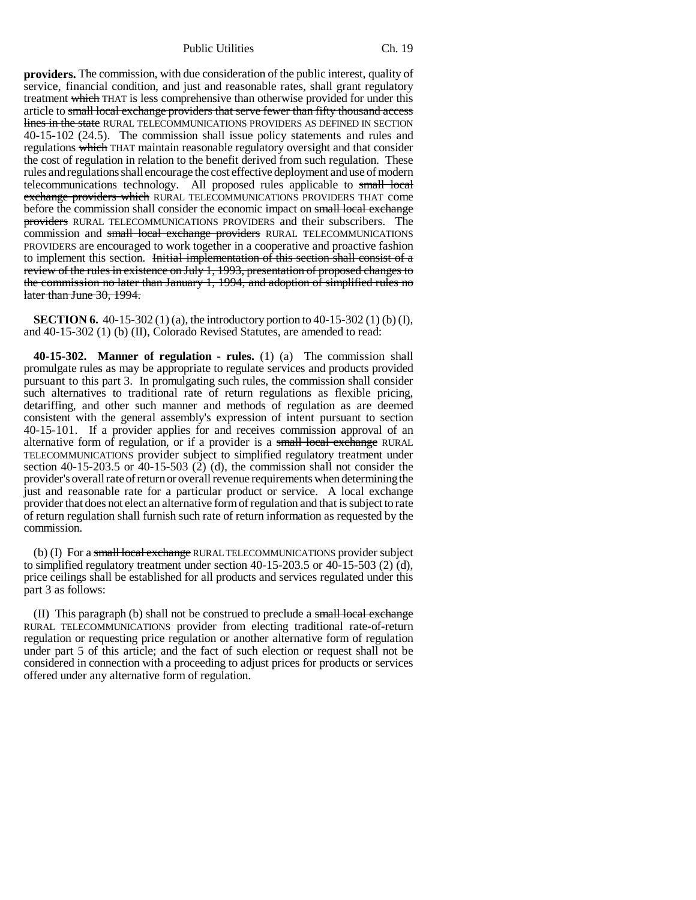**providers.** The commission, with due consideration of the public interest, quality of service, financial condition, and just and reasonable rates, shall grant regulatory treatment ~~which~~ THAT is less comprehensive than otherwise provided for under this article to ~~small local exchange providers that serve fewer than fifty thousand access lines in the state~~ RURAL TELECOMMUNICATIONS PROVIDERS AS DEFINED IN SECTION 40-15-102 (24.5). The commission shall issue policy statements and rules and regulations ~~which~~ THAT maintain reasonable regulatory oversight and that consider the cost of regulation in relation to the benefit derived from such regulation. These rules and regulations shall encourage the cost effective deployment and use of modern telecommunications technology. All proposed rules applicable to ~~small local exchange providers which~~ RURAL TELECOMMUNICATIONS PROVIDERS THAT come before the commission shall consider the economic impact on ~~small local exchange providers~~ RURAL TELECOMMUNICATIONS PROVIDERS and their subscribers. The commission and ~~small local exchange providers~~ RURAL TELECOMMUNICATIONS PROVIDERS are encouraged to work together in a cooperative and proactive fashion to implement this section. ~~Initial implementation of this section shall consist of a review of the rules in existence on July 1, 1993, presentation of proposed changes to the commission no later than January 1, 1994, and adoption of simplified rules no later than June 30, 1994.~~

**SECTION 6.** 40-15-302 (1) (a), the introductory portion to 40-15-302 (1) (b) (I), and 40-15-302 (1) (b) (II), Colorado Revised Statutes, are amended to read:

**40-15-302. Manner of regulation - rules.** (1) (a) The commission shall promulgate rules as may be appropriate to regulate services and products provided pursuant to this part 3. In promulgating such rules, the commission shall consider such alternatives to traditional rate of return regulations as flexible pricing, detariffing, and other such manner and methods of regulation as are deemed consistent with the general assembly's expression of intent pursuant to section 40-15-101. If a provider applies for and receives commission approval of an alternative form of regulation, or if a provider is a ~~small local exchange~~ RURAL TELECOMMUNICATIONS provider subject to simplified regulatory treatment under section 40-15-203.5 or 40-15-503 (2) (d), the commission shall not consider the provider's overall rate of return or overall revenue requirements when determining the just and reasonable rate for a particular product or service. A local exchange provider that does not elect an alternative form of regulation and that is subject to rate of return regulation shall furnish such rate of return information as requested by the commission.

(b) (I) For a ~~small local exchange~~ RURAL TELECOMMUNICATIONS provider subject to simplified regulatory treatment under section 40-15-203.5 or 40-15-503 (2) (d), price ceilings shall be established for all products and services regulated under this part 3 as follows:

(II) This paragraph (b) shall not be construed to preclude a ~~small local exchange~~ RURAL TELECOMMUNICATIONS provider from electing traditional rate-of-return regulation or requesting price regulation or another alternative form of regulation under part 5 of this article; and the fact of such election or request shall not be considered in connection with a proceeding to adjust prices for products or services offered under any alternative form of regulation.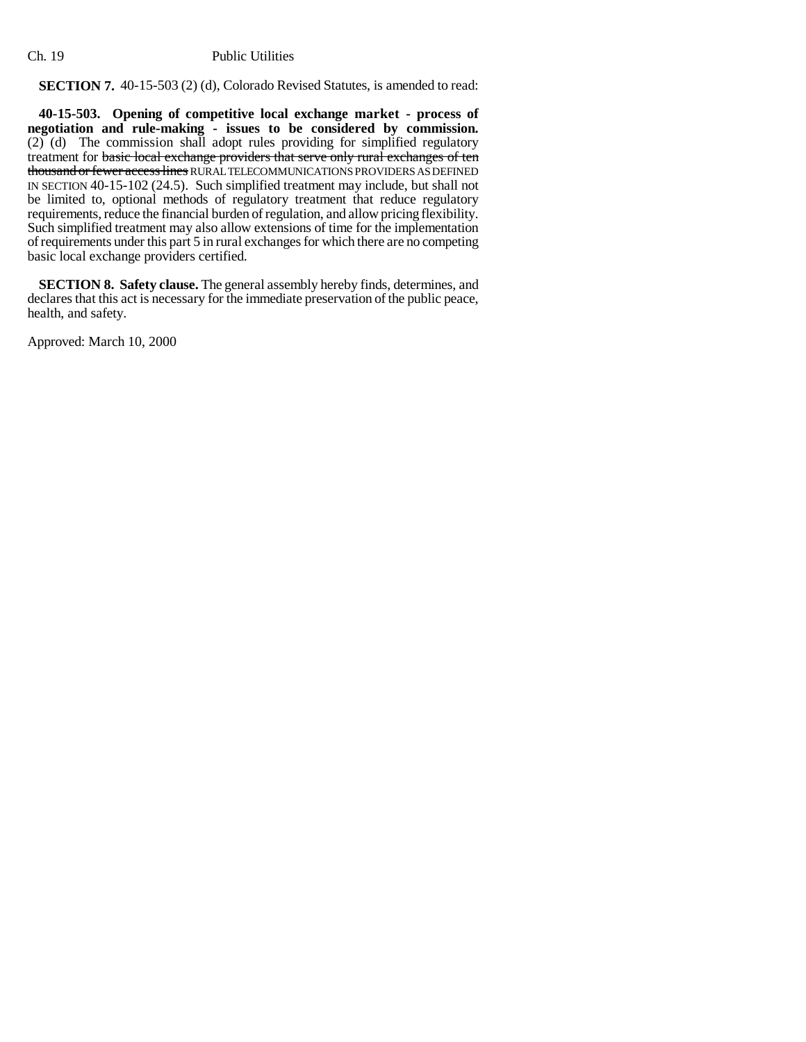**SECTION 7.** 40-15-503 (2) (d), Colorado Revised Statutes, is amended to read:

**40-15-503. Opening of competitive local exchange market - process of negotiation and rule-making - issues to be considered by commission.** (2) (d) The commission shall adopt rules providing for simplified regulatory treatment for ~~basic local exchange providers that serve only rural exchanges of ten thousand or fewer access lines~~ RURAL TELECOMMUNICATIONS PROVIDERS AS DEFINED IN SECTION 40-15-102 (24.5). Such simplified treatment may include, but shall not be limited to, optional methods of regulatory treatment that reduce regulatory requirements, reduce the financial burden of regulation, and allow pricing flexibility. Such simplified treatment may also allow extensions of time for the implementation of requirements under this part 5 in rural exchanges for which there are no competing basic local exchange providers certified.

**SECTION 8. Safety clause.** The general assembly hereby finds, determines, and declares that this act is necessary for the immediate preservation of the public peace, health, and safety.

Approved: March 10, 2000